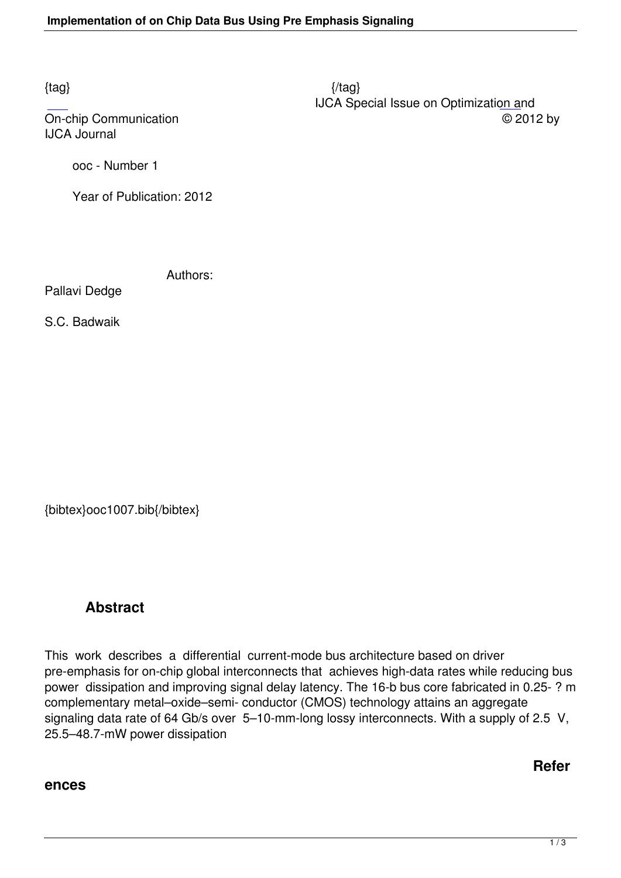{tag} {/tag}

IJCA Special Issue on Optimization and On-chip Communication © 2012 by IJCA Journal

ooc - Number 1

Year of Publication: 2012

Authors:

Pallavi Dedge

S.C. Badwaik

{bibtex}ooc1007.bib{/bibtex}

## Abstract

This work describes a differential current-mode bus architecture based on driver pre-emphasis for on-chip global interconnects that achieves high-data rates while reducing bus power dissipation and improving signal delay latency. The 16-b bus core fabricated in 0.25- ? m complementary metal–oxide–semi- conductor (CMOS) technology attains an aggregate signaling data rate of 64 Gb/s over 5–10-mm-long lossy interconnects. With a supply of 2.5 V, 25.5–48.7-mW power dissipation

## References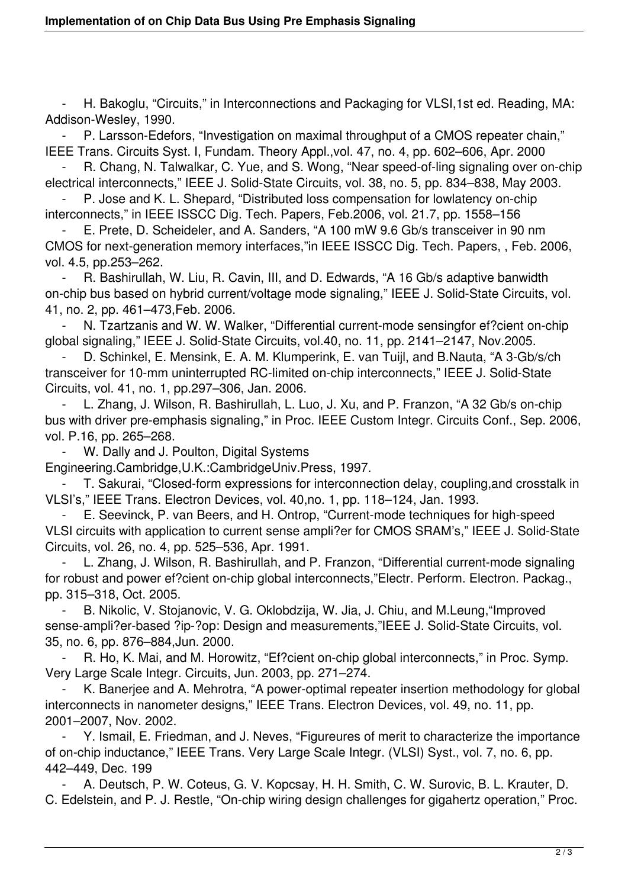- H. Bakoglu, “Circuits,” in Interconnections and Packaging for VLSI,1st ed. Reading, MA: Addison-Wesley, 1990.
- P. Larsson-Edefors, “Investigation on maximal throughput of a CMOS repeater chain,” IEEE Trans. Circuits Syst. I, Fundam. Theory Appl.,vol. 47, no. 4, pp. 602–606, Apr. 2000
- R. Chang, N. Talwalkar, C. Yue, and S. Wong, “Near speed-of-ling signaling over on-chip electrical interconnects,” IEEE J. Solid-State Circuits, vol. 38, no. 5, pp. 834–838, May 2003.
- P. Jose and K. L. Shepard, “Distributed loss compensation for lowlatency on-chip interconnects,” in IEEE ISSCC Dig. Tech. Papers, Feb.2006, vol. 21.7, pp. 1558–156
- E. Prete, D. Scheideler, and A. Sanders, “A 100 mW 9.6 Gb/s transceiver in 90 nm CMOS for next-generation memory interfaces,”in IEEE ISSCC Dig. Tech. Papers, , Feb. 2006, vol. 4.5, pp.253–262.
- R. Bashirullah, W. Liu, R. Cavin, III, and D. Edwards, “A 16 Gb/s adaptive banwidth on-chip bus based on hybrid current/voltage mode signaling,” IEEE J. Solid-State Circuits, vol. 41, no. 2, pp. 461–473,Feb. 2006.
- N. Tzartzanis and W. W. Walker, “Differential current-mode sensingfor ef?cient on-chip global signaling,” IEEE J. Solid-State Circuits, vol.40, no. 11, pp. 2141–2147, Nov.2005.
- D. Schinkel, E. Mensink, E. A. M. Klumperink, E. van Tuijl, and B.Nauta, “A 3-Gb/s/ch transceiver for 10-mm uninterrupted RC-limited on-chip interconnects,” IEEE J. Solid-State Circuits, vol. 41, no. 1, pp.297–306, Jan. 2006.
- L. Zhang, J. Wilson, R. Bashirullah, L. Luo, J. Xu, and P. Franzon, “A 32 Gb/s on-chip bus with driver pre-emphasis signaling,” in Proc. IEEE Custom Integr. Circuits Conf., Sep. 2006, vol. P.16, pp. 265–268.
- W. Dally and J. Poulton, Digital Systems Engineering.Cambridge,U.K.:CambridgeUniv.Press, 1997.
- T. Sakurai, “Closed-form expressions for interconnection delay, coupling,and crosstalk in VLSI's,” IEEE Trans. Electron Devices, vol. 40,no. 1, pp. 118–124, Jan. 1993.
- E. Seevinck, P. van Beers, and H. Ontrop, “Current-mode techniques for high-speed VLSI circuits with application to current sense ampli?er for CMOS SRAM's,” IEEE J. Solid-State Circuits, vol. 26, no. 4, pp. 525–536, Apr. 1991.
- L. Zhang, J. Wilson, R. Bashirullah, and P. Franzon, “Differential current-mode signaling for robust and power ef?cient on-chip global interconnects,”Electr. Perform. Electron. Packag., pp. 315–318, Oct. 2005.
- B. Nikolic, V. Stojanovic, V. G. Oklobdzija, W. Jia, J. Chiu, and M.Leung,“Improved sense-ampli?er-based ?ip-?op: Design and measurements,”IEEE J. Solid-State Circuits, vol. 35, no. 6, pp. 876–884,Jun. 2000.
- R. Ho, K. Mai, and M. Horowitz, “Ef?cient on-chip global interconnects,” in Proc. Symp. Very Large Scale Integr. Circuits, Jun. 2003, pp. 271–274.
- K. Banerjee and A. Mehrotra, “A power-optimal repeater insertion methodology for global interconnects in nanometer designs,” IEEE Trans. Electron Devices, vol. 49, no. 11, pp. 2001–2007, Nov. 2002.
- Y. Ismail, E. Friedman, and J. Neves, “Figureures of merit to characterize the importance of on-chip inductance,” IEEE Trans. Very Large Scale Integr. (VLSI) Syst., vol. 7, no. 6, pp. 442–449, Dec. 199
- A. Deutsch, P. W. Coteus, G. V. Kopcsay, H. H. Smith, C. W. Surovic, B. L. Krauter, D. C. Edelstein, and P. J. Restle, “On-chip wiring design challenges for gigahertz operation,” Proc.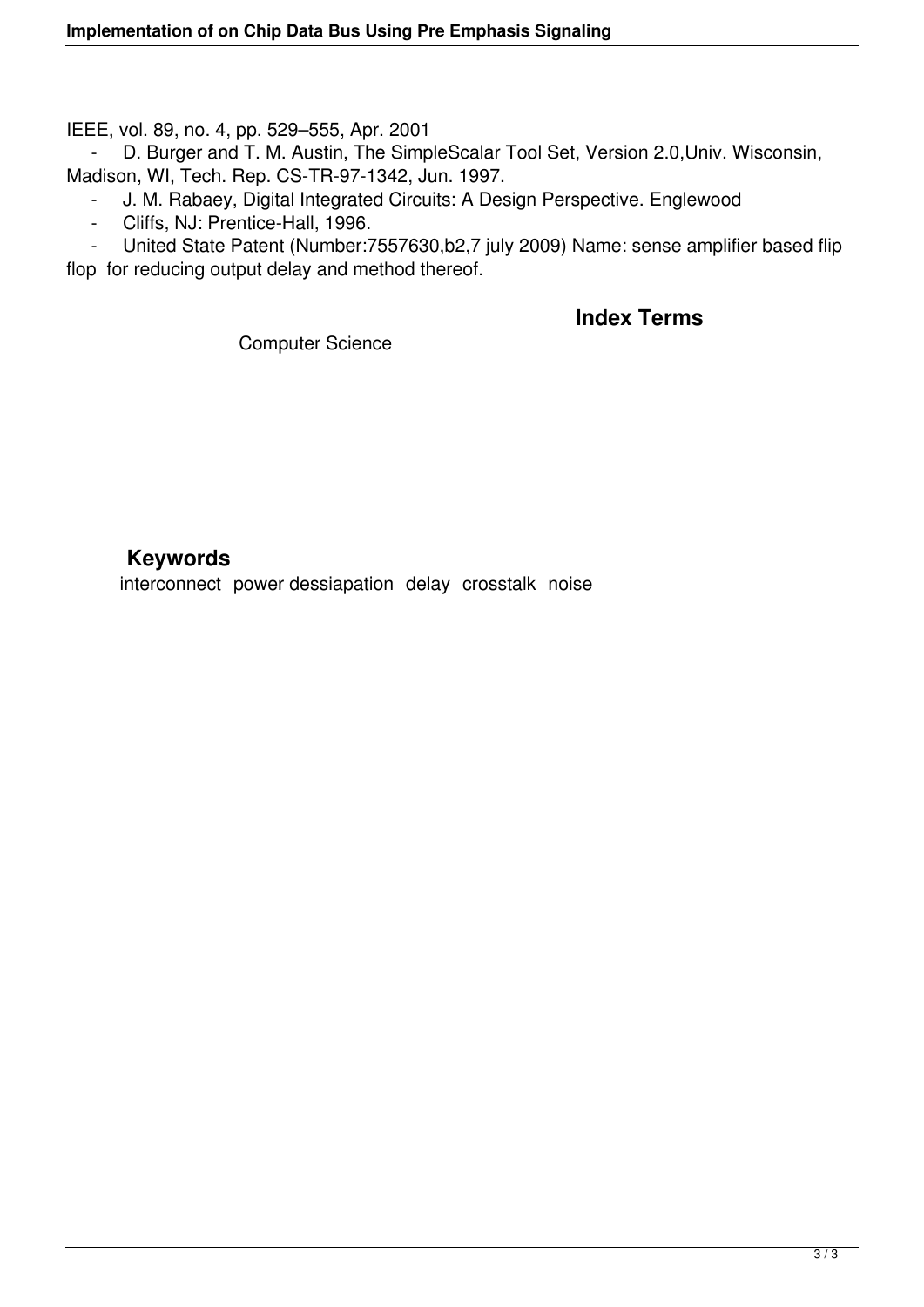IEEE, vol. 89, no. 4, pp. 529–555, Apr. 2001

- D. Burger and T. M. Austin, The SimpleScalar Tool Set, Version 2.0,Univ. Wisconsin, Madison, WI, Tech. Rep. CS-TR-97-1342, Jun. 1997.
- J. M. Rabaey, Digital Integrated Circuits: A Design Perspective. Englewood
- Cliffs, NJ: Prentice-Hall, 1996.
- United State Patent (Number:7557630,b2,7 july 2009) Name: sense amplifier based flip flop for reducing output delay and method thereof.

## Index Terms

Computer Science

## Keywords

interconnect power dessiapation delay crosstalk noise